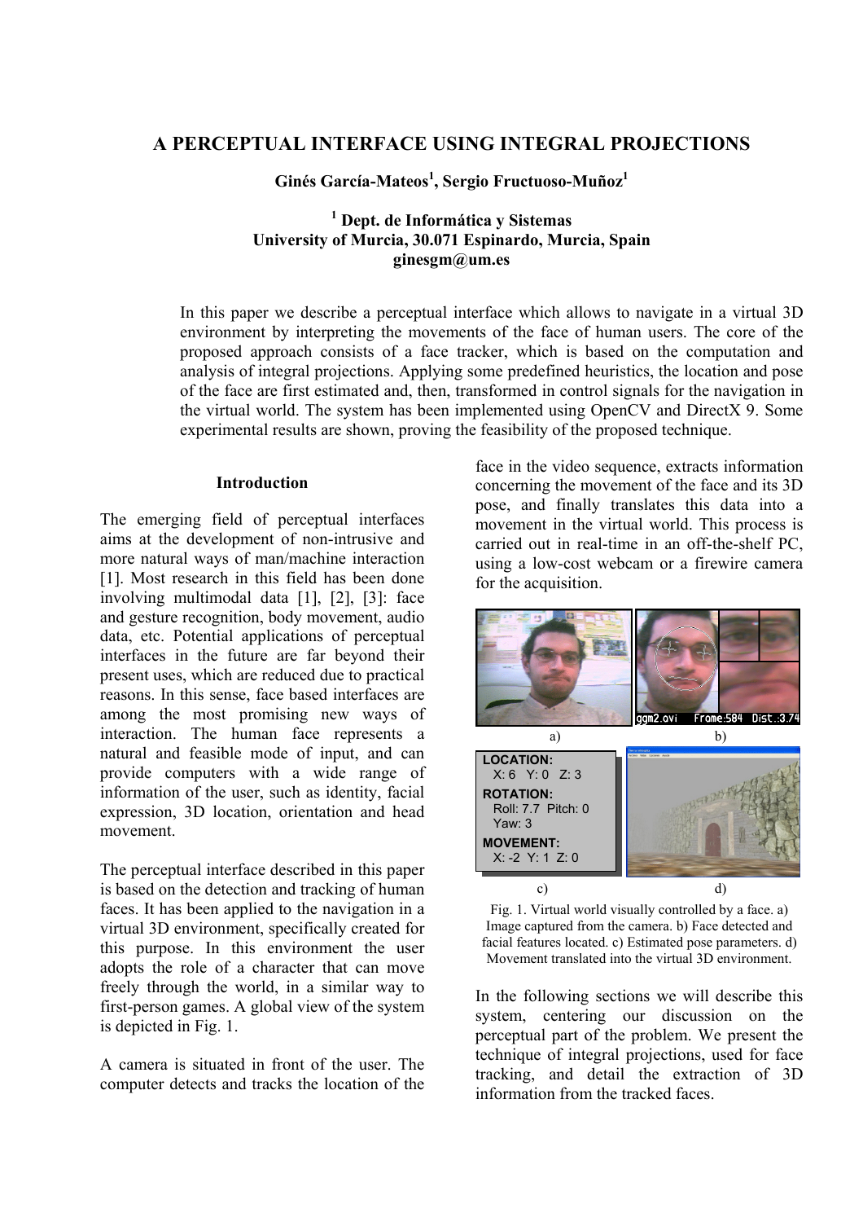# A PERCEPTUAL INTERFACE USING INTEGRAL PROJECTIONS

**Ginés García-Mateos[1], Sergio Fructuoso-Muñoz[1]**

**[1] Dept. de Informática y Sistemas**
**University of Murcia, 30.071 Espinardo, Murcia, Spain**
**ginesgm@um.es**

In this paper we describe a perceptual interface which allows to navigate in a virtual 3D environment by interpreting the movements of the face of human users. The core of the proposed approach consists of a face tracker, which is based on the computation and analysis of integral projections. Applying some predefined heuristics, the location and pose of the face are first estimated and, then, transformed in control signals for the navigation in the virtual world. The system has been implemented using OpenCV and DirectX 9. Some experimental results are shown, proving the feasibility of the proposed technique.

## Introduction

The emerging field of perceptual interfaces aims at the development of non-intrusive and more natural ways of man/machine interaction [1]. Most research in this field has been done involving multimodal data [1], [2], [3]: face and gesture recognition, body movement, audio data, etc. Potential applications of perceptual interfaces in the future are far beyond their present uses, which are reduced due to practical reasons. In this sense, face based interfaces are among the most promising new ways of interaction. The human face represents a natural and feasible mode of input, and can provide computers with a wide range of information of the user, such as identity, facial expression, 3D location, orientation and head movement.

The perceptual interface described in this paper is based on the detection and tracking of human faces. It has been applied to the navigation in a virtual 3D environment, specifically created for this purpose. In this environment the user adopts the role of a character that can move freely through the world, in a similar way to first-person games. A global view of the system is depicted in Fig. 1.

A camera is situated in front of the user. The computer detects and tracks the location of the face in the video sequence, extracts information concerning the movement of the face and its 3D pose, and finally translates this data into a movement in the virtual world. This process is carried out in real-time in an off-the-shelf PC, using a low-cost webcam or a firewire camera for the acquisition.

Fig. 1. Virtual world visually controlled by a face. a) Image captured from the camera. b) Face detected and facial features located. c) Estimated pose parameters. d) Movement translated into the virtual 3D environment.

In the following sections we will describe this system, centering our discussion on the perceptual part of the problem. We present the technique of integral projections, used for face tracking, and detail the extraction of 3D information from the tracked faces.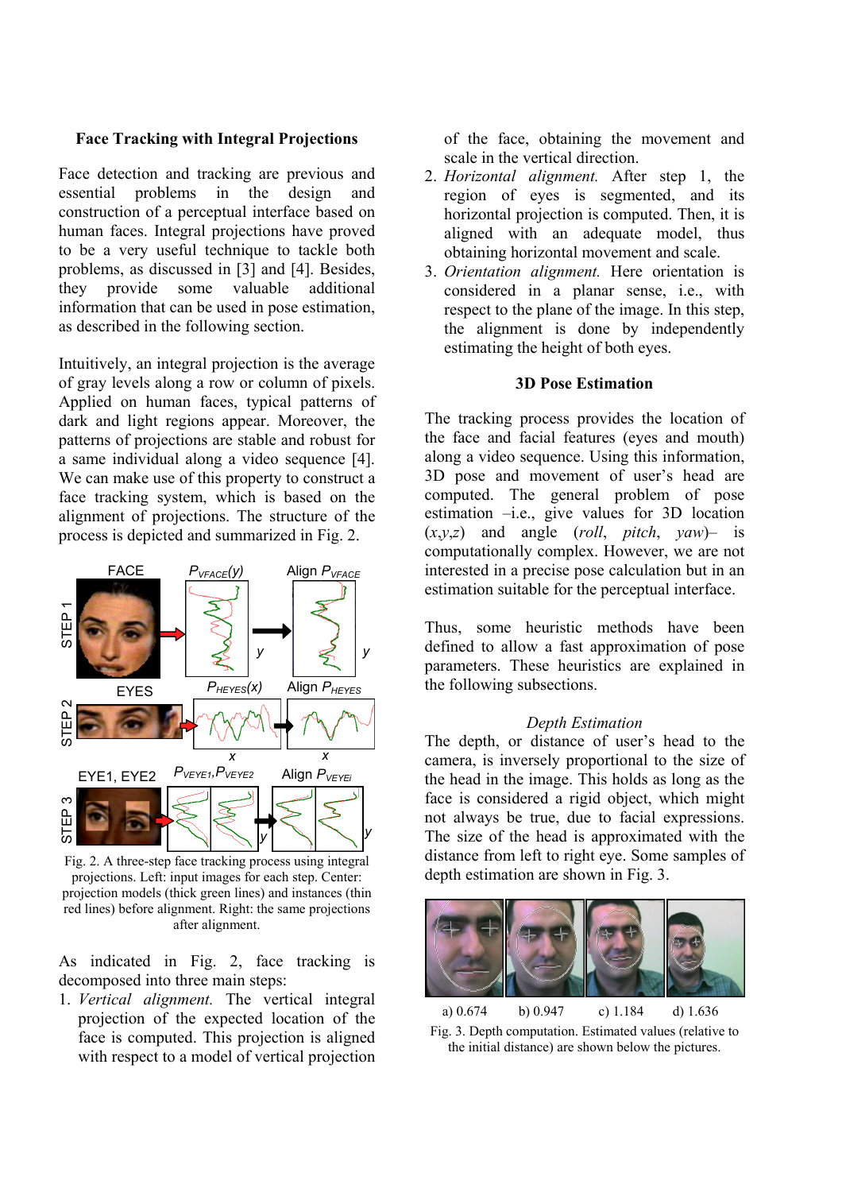### Face Tracking with Integral Projections

Face detection and tracking are previous and essential problems in the design and construction of a perceptual interface based on human faces. Integral projections have proved to be a very useful technique to tackle both problems, as discussed in [3] and [4]. Besides, they provide some valuable additional information that can be used in pose estimation, as described in the following section.

Intuitively, an integral projection is the average of gray levels along a row or column of pixels. Applied on human faces, typical patterns of dark and light regions appear. Moreover, the patterns of projections are stable and robust for a same individual along a video sequence [4]. We can make use of this property to construct a face tracking system, which is based on the alignment of projections. The structure of the process is depicted and summarized in Fig. 2.

Fig. 2. A three-step face tracking process using integral projections. Left: input images for each step. Center: projection models (thick green lines) and instances (thin red lines) before alignment. Right: the same projections after alignment.

As indicated in Fig. 2, face tracking is decomposed into three main steps:

1. *Vertical alignment.* The vertical integral projection of the expected location of the face is computed. This projection is aligned with respect to a model of vertical projection of the face, obtaining the movement and scale in the vertical direction.
2. *Horizontal alignment.* After step 1, the region of eyes is segmented, and its horizontal projection is computed. Then, it is aligned with an adequate model, thus obtaining horizontal movement and scale.
3. *Orientation alignment.* Here orientation is considered in a planar sense, i.e., with respect to the plane of the image. In this step, the alignment is done by independently estimating the height of both eyes.

### 3D Pose Estimation

The tracking process provides the location of the face and facial features (eyes and mouth) along a video sequence. Using this information, 3D pose and movement of user's head are computed. The general problem of pose estimation –i.e., give values for 3D location ($x$,$y$,$z$) and angle (*roll*, *pitch*, *yaw*)– is computationally complex. However, we are not interested in a precise pose calculation but in an estimation suitable for the perceptual interface.

Thus, some heuristic methods have been defined to allow a fast approximation of pose parameters. These heuristics are explained in the following subsections.

#### *Depth Estimation*

The depth, or distance of user's head to the camera, is inversely proportional to the size of the head in the image. This holds as long as the face is considered a rigid object, which might not always be true, due to facial expressions. The size of the head is approximated with the distance from left to right eye. Some samples of depth estimation are shown in Fig. 3.

a) 0.674 b) 0.947 c) 1.184 d) 1.636

Fig. 3. Depth computation. Estimated values (relative to the initial distance) are shown below the pictures.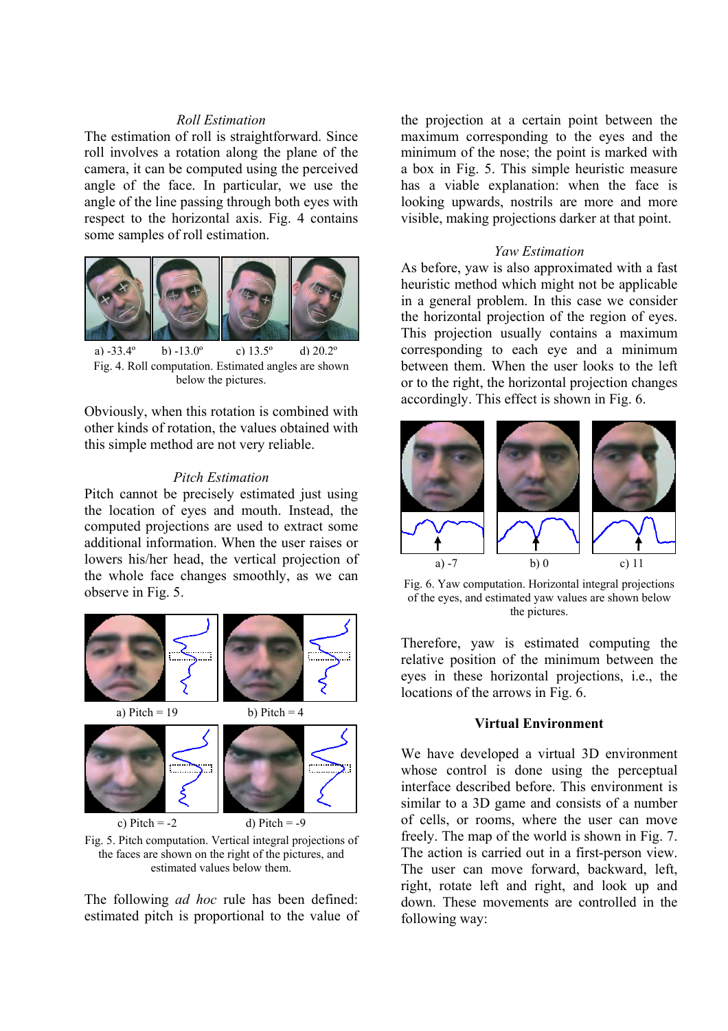### *Roll Estimation*

The estimation of roll is straightforward. Since roll involves a rotation along the plane of the camera, it can be computed using the perceived angle of the face. In particular, we use the angle of the line passing through both eyes with respect to the horizontal axis. Fig. 4 contains some samples of roll estimation.

a) -33.4º b) -13.0º c) 13.5º d) 20.2º

Fig. 4. Roll computation. Estimated angles are shown below the pictures.

Obviously, when this rotation is combined with other kinds of rotation, the values obtained with this simple method are not very reliable.

### *Pitch Estimation*

Pitch cannot be precisely estimated just using the location of eyes and mouth. Instead, the computed projections are used to extract some additional information. When the user raises or lowers his/her head, the vertical projection of the whole face changes smoothly, as we can observe in Fig. 5.

a) Pitch = 19 b) Pitch = 4

c) Pitch = -2 d) Pitch = -9

Fig. 5. Pitch computation. Vertical integral projections of the faces are shown on the right of the pictures, and estimated values below them.

The following *ad hoc* rule has been defined: estimated pitch is proportional to the value of the projection at a certain point between the maximum corresponding to the eyes and the minimum of the nose; the point is marked with a box in Fig. 5. This simple heuristic measure has a viable explanation: when the face is looking upwards, nostrils are more and more visible, making projections darker at that point.

### *Yaw Estimation*

As before, yaw is also approximated with a fast heuristic method which might not be applicable in a general problem. In this case we consider the horizontal projection of the region of eyes. This projection usually contains a maximum corresponding to each eye and a minimum between them. When the user looks to the left or to the right, the horizontal projection changes accordingly. This effect is shown in Fig. 6.

a) -7 b) 0 c) 11

Fig. 6. Yaw computation. Horizontal integral projections of the eyes, and estimated yaw values are shown below the pictures.

Therefore, yaw is estimated computing the relative position of the minimum between the eyes in these horizontal projections, i.e., the locations of the arrows in Fig. 6.

## Virtual Environment

We have developed a virtual 3D environment whose control is done using the perceptual interface described before. This environment is similar to a 3D game and consists of a number of cells, or rooms, where the user can move freely. The map of the world is shown in Fig. 7. The action is carried out in a first-person view. The user can move forward, backward, left, right, rotate left and right, and look up and down. These movements are controlled in the following way: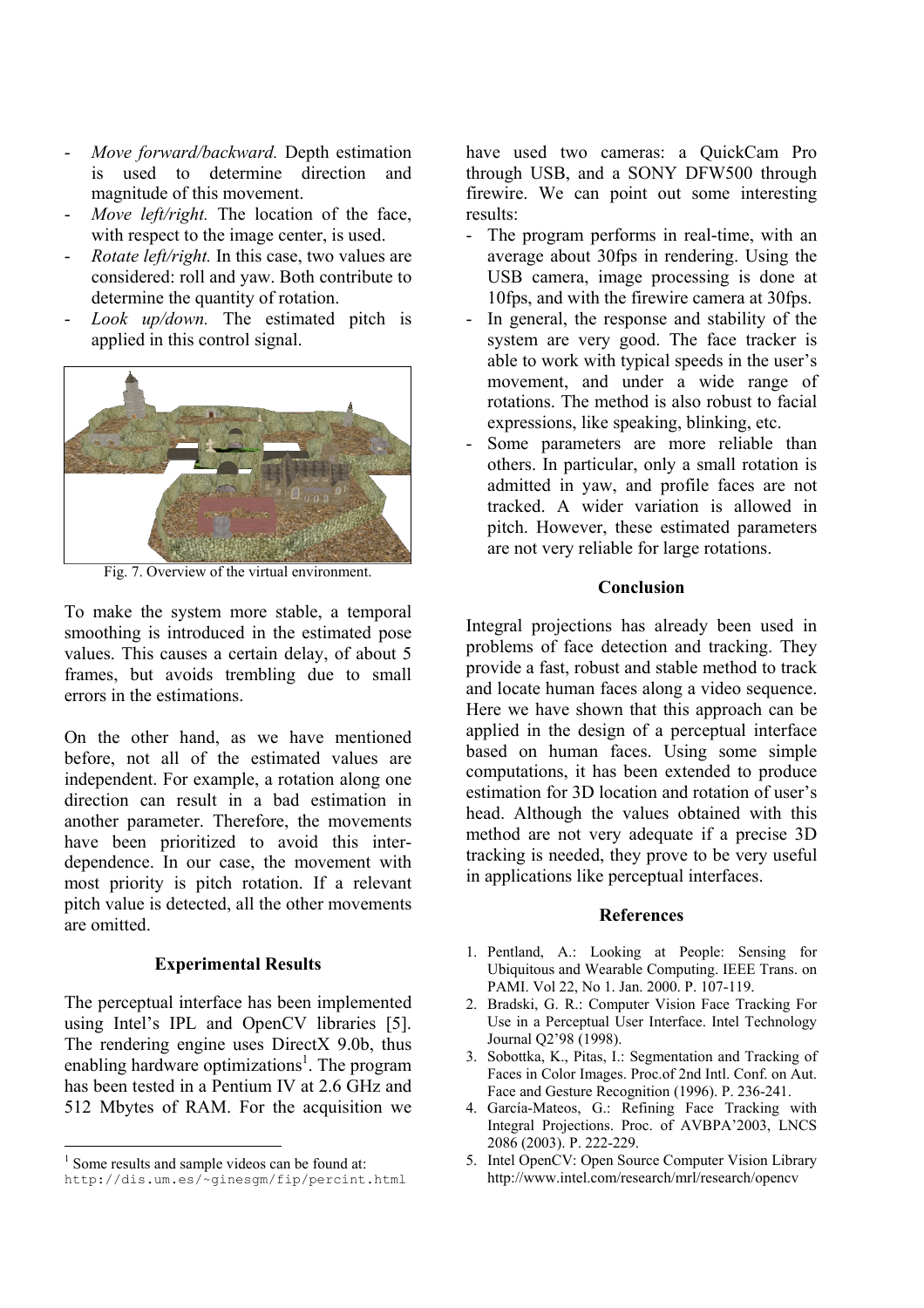- *Move forward/backward.* Depth estimation is used to determine direction and magnitude of this movement.
- *Move left/right.* The location of the face, with respect to the image center, is used.
- *Rotate left/right.* In this case, two values are considered: roll and yaw. Both contribute to determine the quantity of rotation.
- *Look up/down.* The estimated pitch is applied in this control signal.

Fig. 7. Overview of the virtual environment.

To make the system more stable, a temporal smoothing is introduced in the estimated pose values. This causes a certain delay, of about 5 frames, but avoids trembling due to small errors in the estimations.

On the other hand, as we have mentioned before, not all of the estimated values are independent. For example, a rotation along one direction can result in a bad estimation in another parameter. Therefore, the movements have been prioritized to avoid this inter-dependence. In our case, the movement with most priority is pitch rotation. If a relevant pitch value is detected, all the other movements are omitted.

## Experimental Results

The perceptual interface has been implemented using Intel's IPL and OpenCV libraries [5]. The rendering engine uses DirectX 9.0b, thus enabling hardware optimizations[1]. The program has been tested in a Pentium IV at 2.6 GHz and 512 Mbytes of RAM. For the acquisition we have used two cameras: a QuickCam Pro through USB, and a SONY DFW500 through firewire. We can point out some interesting results:

- The program performs in real-time, with an average about 30fps in rendering. Using the USB camera, image processing is done at 10fps, and with the firewire camera at 30fps.
- In general, the response and stability of the system are very good. The face tracker is able to work with typical speeds in the user's movement, and under a wide range of rotations. The method is also robust to facial expressions, like speaking, blinking, etc.
- Some parameters are more reliable than others. In particular, only a small rotation is admitted in yaw, and profile faces are not tracked. A wider variation is allowed in pitch. However, these estimated parameters are not very reliable for large rotations.

## Conclusion

Integral projections has already been used in problems of face detection and tracking. They provide a fast, robust and stable method to track and locate human faces along a video sequence. Here we have shown that this approach can be applied in the design of a perceptual interface based on human faces. Using some simple computations, it has been extended to produce estimation for 3D location and rotation of user's head. Although the values obtained with this method are not very adequate if a precise 3D tracking is needed, they prove to be very useful in applications like perceptual interfaces.

## References

1. Pentland, A.: Looking at People: Sensing for Ubiquitous and Wearable Computing. IEEE Trans. on PAMI. Vol 22, No 1. Jan. 2000. P. 107-119.
2. Bradski, G. R.: Computer Vision Face Tracking For Use in a Perceptual User Interface. Intel Technology Journal Q2'98 (1998).
3. Sobottka, K., Pitas, I.: Segmentation and Tracking of Faces in Color Images. Proc.of 2nd Intl. Conf. on Aut. Face and Gesture Recognition (1996). P. 236-241.
4. García-Mateos, G.: Refining Face Tracking with Integral Projections. Proc. of AVBPA'2003, LNCS 2086 (2003). P. 222-229.
5. Intel OpenCV: Open Source Computer Vision Library http://www.intel.com/research/mrl/research/opencv

[1] Some results and sample videos can be found at: http://dis.um.es/~ginesgm/fip/percint.html